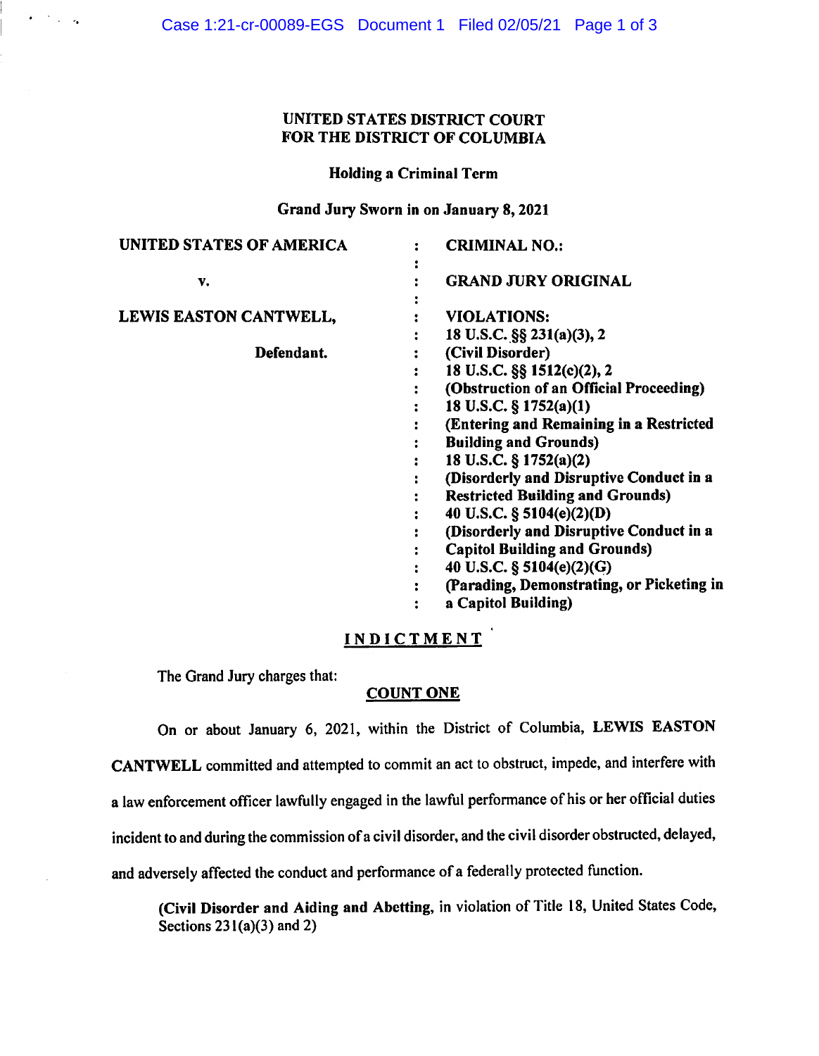**UNITED STATES DISTRICT COURT**
**FOR THE DISTRICT OF COLUMBIA**

**Holding a Criminal Term**

**Grand Jury Sworn in on January 8, 2021**

| | | |
|---|---|---|
| **UNITED STATES OF AMERICA** | : | **CRIMINAL NO.:** |
| **v.** | : | **GRAND JURY ORIGINAL** |
| **LEWIS EASTON CANTWELL,** | : | **VIOLATIONS:** |
| **Defendant.** | : | **18 U.S.C. §§ 231(a)(3), 2** <br> **(Civil Disorder)** <br> **18 U.S.C. §§ 1512(c)(2), 2** <br> **(Obstruction of an Official Proceeding)** <br> **18 U.S.C. § 1752(a)(1)** <br> **(Entering and Remaining in a Restricted Building and Grounds)** <br> **18 U.S.C. § 1752(a)(2)** <br> **(Disorderly and Disruptive Conduct in a Restricted Building and Grounds)** <br> **40 U.S.C. § 5104(e)(2)(D)** <br> **(Disorderly and Disruptive Conduct in a Capitol Building and Grounds)** <br> **40 U.S.C. § 5104(e)(2)(G)** <br> **(Parading, Demonstrating, or Picketing in a Capitol Building)** |

## INDICTMENT

The Grand Jury charges that:

### COUNT ONE

On or about January 6, 2021, within the District of Columbia, **LEWIS EASTON CANTWELL** committed and attempted to commit an act to obstruct, impede, and interfere with a law enforcement officer lawfully engaged in the lawful performance of his or her official duties incident to and during the commission of a civil disorder, and the civil disorder obstructed, delayed, and adversely affected the conduct and performance of a federally protected function.

**(Civil Disorder and Aiding and Abetting,** in violation of Title 18, United States Code, Sections 231(a)(3) and 2)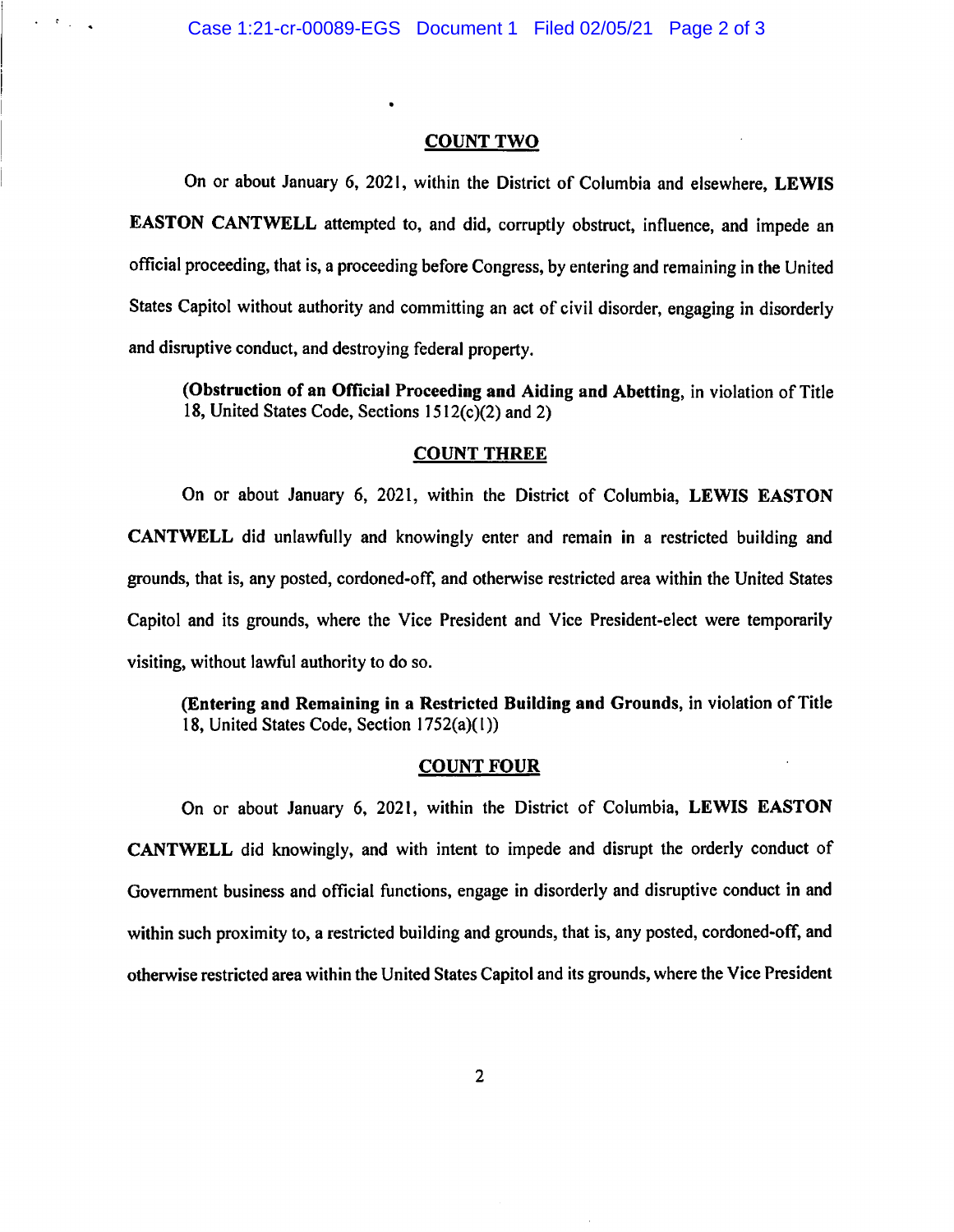## COUNT TWO

On or about January 6, 2021, within the District of Columbia and elsewhere, **LEWIS EASTON CANTWELL** attempted to, and did, corruptly obstruct, influence, and impede an official proceeding, that is, a proceeding before Congress, by entering and remaining in the United States Capitol without authority and committing an act of civil disorder, engaging in disorderly and disruptive conduct, and destroying federal property.

> (**Obstruction of an Official Proceeding and Aiding and Abetting**, in violation of Title 18, United States Code, Sections 1512(c)(2) and 2)

## COUNT THREE

On or about January 6, 2021, within the District of Columbia, **LEWIS EASTON CANTWELL** did unlawfully and knowingly enter and remain in a restricted building and grounds, that is, any posted, cordoned-off, and otherwise restricted area within the United States Capitol and its grounds, where the Vice President and Vice President-elect were temporarily visiting, without lawful authority to do so.

> (**Entering and Remaining in a Restricted Building and Grounds**, in violation of Title 18, United States Code, Section 1752(a)(1))

## COUNT FOUR

On or about January 6, 2021, within the District of Columbia, **LEWIS EASTON CANTWELL** did knowingly, and with intent to impede and disrupt the orderly conduct of Government business and official functions, engage in disorderly and disruptive conduct in and within such proximity to, a restricted building and grounds, that is, any posted, cordoned-off, and otherwise restricted area within the United States Capitol and its grounds, where the Vice President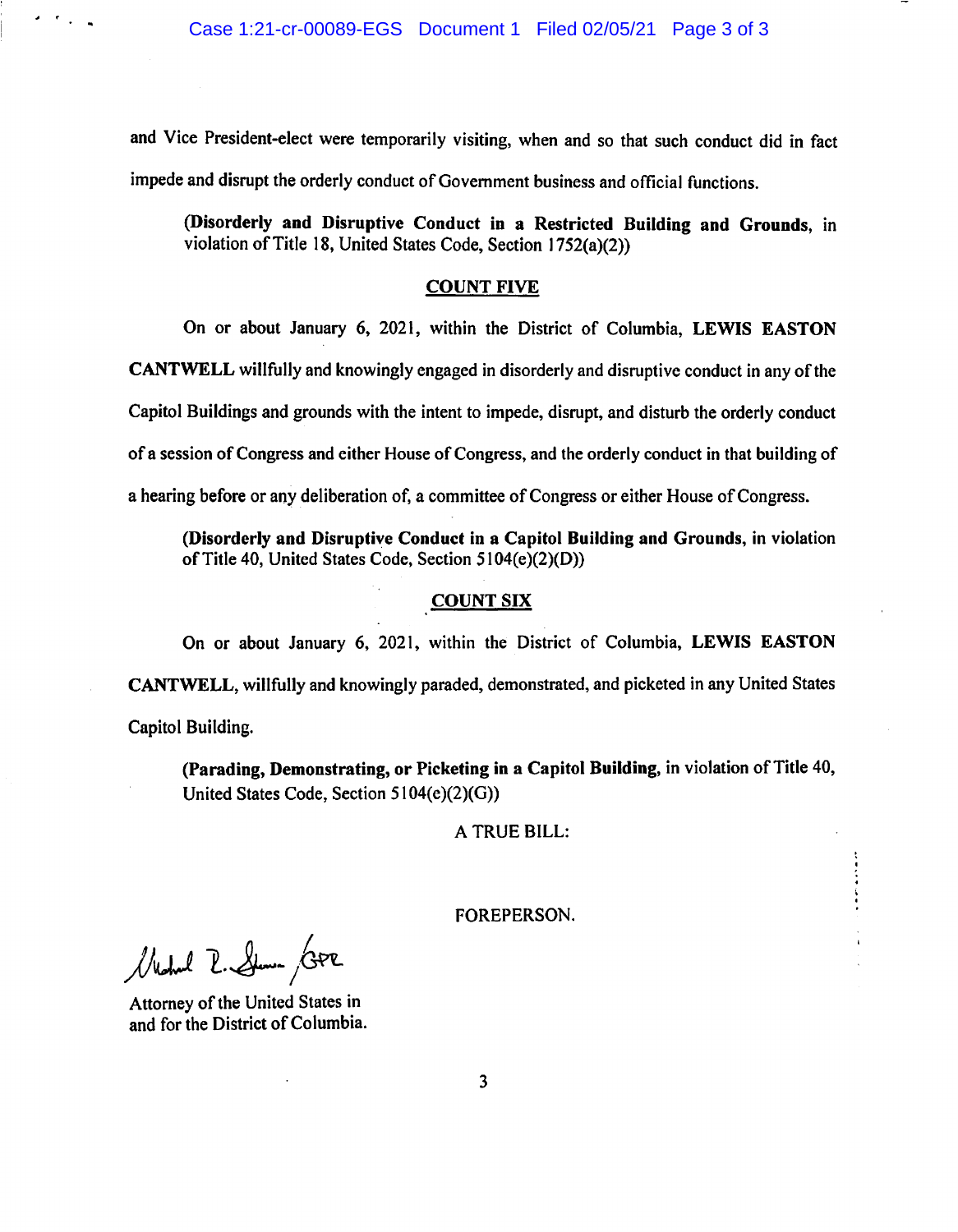and Vice President-elect were temporarily visiting, when and so that such conduct did in fact impede and disrupt the orderly conduct of Government business and official functions.

**(Disorderly and Disruptive Conduct in a Restricted Building and Grounds,** in violation of Title 18, United States Code, Section 1752(a)(2))

**COUNT FIVE**

On or about January 6, 2021, within the District of Columbia, **LEWIS EASTON CANTWELL** willfully and knowingly engaged in disorderly and disruptive conduct in any of the Capitol Buildings and grounds with the intent to impede, disrupt, and disturb the orderly conduct of a session of Congress and either House of Congress, and the orderly conduct in that building of a hearing before or any deliberation of, a committee of Congress or either House of Congress.

**(Disorderly and Disruptive Conduct in a Capitol Building and Grounds,** in violation of Title 40, United States Code, Section 5104(e)(2)(D))

**COUNT SIX**

On or about January 6, 2021, within the District of Columbia, **LEWIS EASTON CANTWELL**, willfully and knowingly paraded, demonstrated, and picketed in any United States Capitol Building.

**(Parading, Demonstrating, or Picketing in a Capitol Building,** in violation of Title 40, United States Code, Section 5104(e)(2)(G))

A TRUE BILL:

FOREPERSON.

Michael R. Sherwin /GPR

Attorney of the United States in and for the District of Columbia.